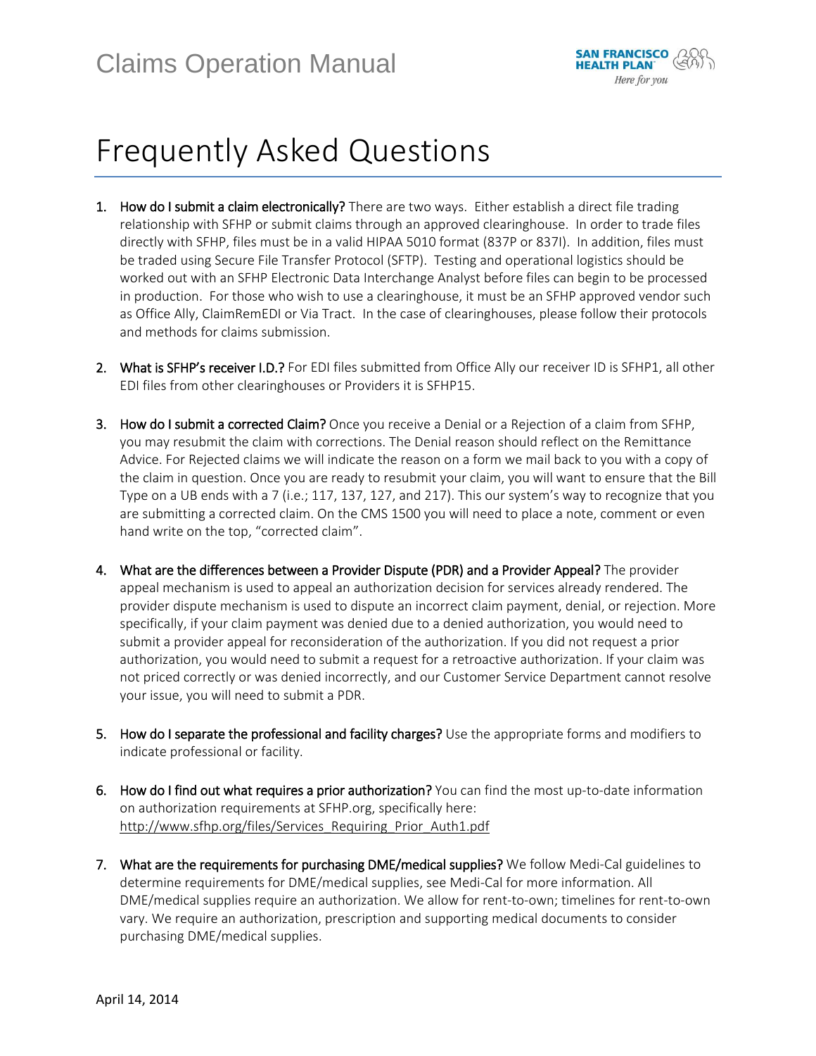# Frequently Asked Questions

1. **How do I submit a claim electronically?** There are two ways. Either establish a direct file trading relationship with SFHP or submit claims through an approved clearinghouse. In order to trade files directly with SFHP, files must be in a valid HIPAA 5010 format (837P or 837I). In addition, files must be traded using Secure File Transfer Protocol (SFTP). Testing and operational logistics should be worked out with an SFHP Electronic Data Interchange Analyst before files can begin to be processed in production. For those who wish to use a clearinghouse, it must be an SFHP approved vendor such as Office Ally, ClaimRemEDI or Via Tract. In the case of clearinghouses, please follow their protocols and methods for claims submission.

2. **What is SFHP's receiver I.D.?** For EDI files submitted from Office Ally our receiver ID is SFHP1, all other EDI files from other clearinghouses or Providers it is SFHP15.

3. **How do I submit a corrected Claim?** Once you receive a Denial or a Rejection of a claim from SFHP, you may resubmit the claim with corrections. The Denial reason should reflect on the Remittance Advice. For Rejected claims we will indicate the reason on a form we mail back to you with a copy of the claim in question. Once you are ready to resubmit your claim, you will want to ensure that the Bill Type on a UB ends with a 7 (i.e.; 117, 137, 127, and 217). This our system's way to recognize that you are submitting a corrected claim. On the CMS 1500 you will need to place a note, comment or even hand write on the top, "corrected claim".

4. **What are the differences between a Provider Dispute (PDR) and a Provider Appeal?** The provider appeal mechanism is used to appeal an authorization decision for services already rendered. The provider dispute mechanism is used to dispute an incorrect claim payment, denial, or rejection. More specifically, if your claim payment was denied due to a denied authorization, you would need to submit a provider appeal for reconsideration of the authorization. If you did not request a prior authorization, you would need to submit a request for a retroactive authorization. If your claim was not priced correctly or was denied incorrectly, and our Customer Service Department cannot resolve your issue, you will need to submit a PDR.

5. **How do I separate the professional and facility charges?** Use the appropriate forms and modifiers to indicate professional or facility.

6. **How do I find out what requires a prior authorization?** You can find the most up-to-date information on authorization requirements at SFHP.org, specifically here: http://www.sfhp.org/files/Services_Requiring_Prior_Auth1.pdf

7. **What are the requirements for purchasing DME/medical supplies?** We follow Medi-Cal guidelines to determine requirements for DME/medical supplies, see Medi-Cal for more information. All DME/medical supplies require an authorization. We allow for rent-to-own; timelines for rent-to-own vary. We require an authorization, prescription and supporting medical documents to consider purchasing DME/medical supplies.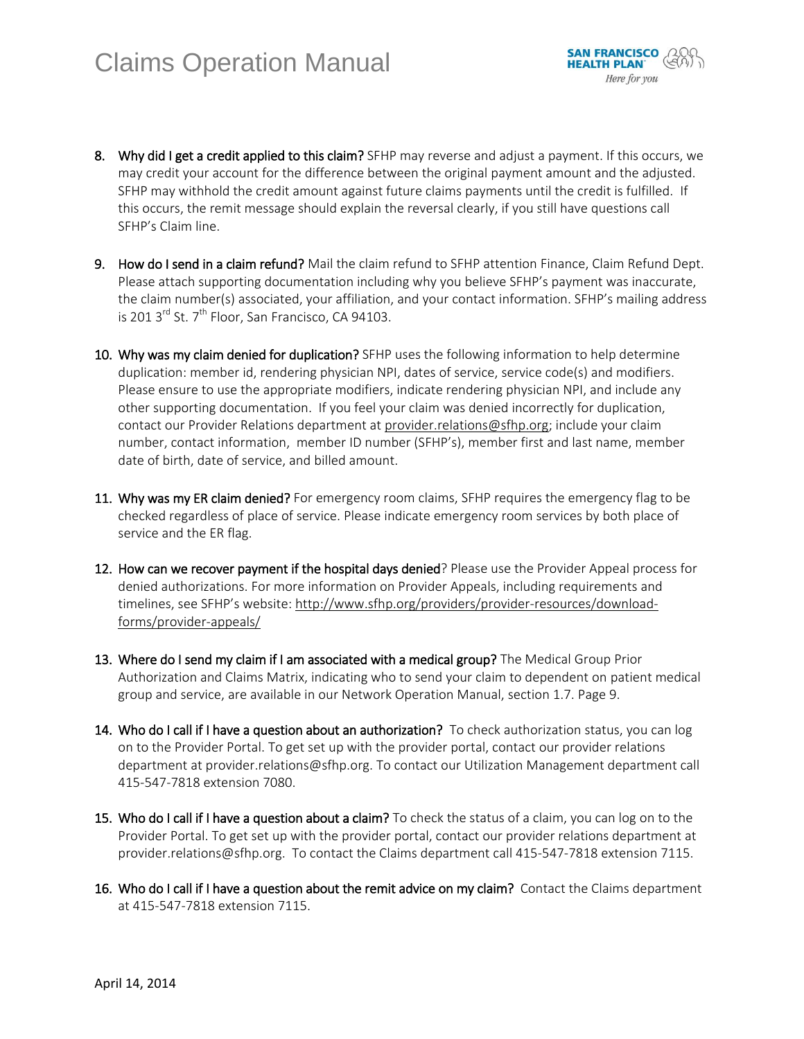8. **Why did I get a credit applied to this claim?** SFHP may reverse and adjust a payment. If this occurs, we may credit your account for the difference between the original payment amount and the adjusted. SFHP may withhold the credit amount against future claims payments until the credit is fulfilled. If this occurs, the remit message should explain the reversal clearly, if you still have questions call SFHP's Claim line.

9. **How do I send in a claim refund?** Mail the claim refund to SFHP attention Finance, Claim Refund Dept. Please attach supporting documentation including why you believe SFHP's payment was inaccurate, the claim number(s) associated, your affiliation, and your contact information. SFHP's mailing address is 201 3rd St. 7th Floor, San Francisco, CA 94103.

10. **Why was my claim denied for duplication?** SFHP uses the following information to help determine duplication: member id, rendering physician NPI, dates of service, service code(s) and modifiers. Please ensure to use the appropriate modifiers, indicate rendering physician NPI, and include any other supporting documentation. If you feel your claim was denied incorrectly for duplication, contact our Provider Relations department at provider.relations@sfhp.org; include your claim number, contact information, member ID number (SFHP's), member first and last name, member date of birth, date of service, and billed amount.

11. **Why was my ER claim denied?** For emergency room claims, SFHP requires the emergency flag to be checked regardless of place of service. Please indicate emergency room services by both place of service and the ER flag.

12. **How can we recover payment if the hospital days denied**? Please use the Provider Appeal process for denied authorizations. For more information on Provider Appeals, including requirements and timelines, see SFHP's website: http://www.sfhp.org/providers/provider-resources/download-forms/provider-appeals/

13. **Where do I send my claim if I am associated with a medical group?** The Medical Group Prior Authorization and Claims Matrix, indicating who to send your claim to dependent on patient medical group and service, are available in our Network Operation Manual, section 1.7. Page 9.

14. **Who do I call if I have a question about an authorization?** To check authorization status, you can log on to the Provider Portal. To get set up with the provider portal, contact our provider relations department at provider.relations@sfhp.org. To contact our Utilization Management department call 415-547-7818 extension 7080.

15. **Who do I call if I have a question about a claim?** To check the status of a claim, you can log on to the Provider Portal. To get set up with the provider portal, contact our provider relations department at provider.relations@sfhp.org. To contact the Claims department call 415-547-7818 extension 7115.

16. **Who do I call if I have a question about the remit advice on my claim?** Contact the Claims department at 415-547-7818 extension 7115.